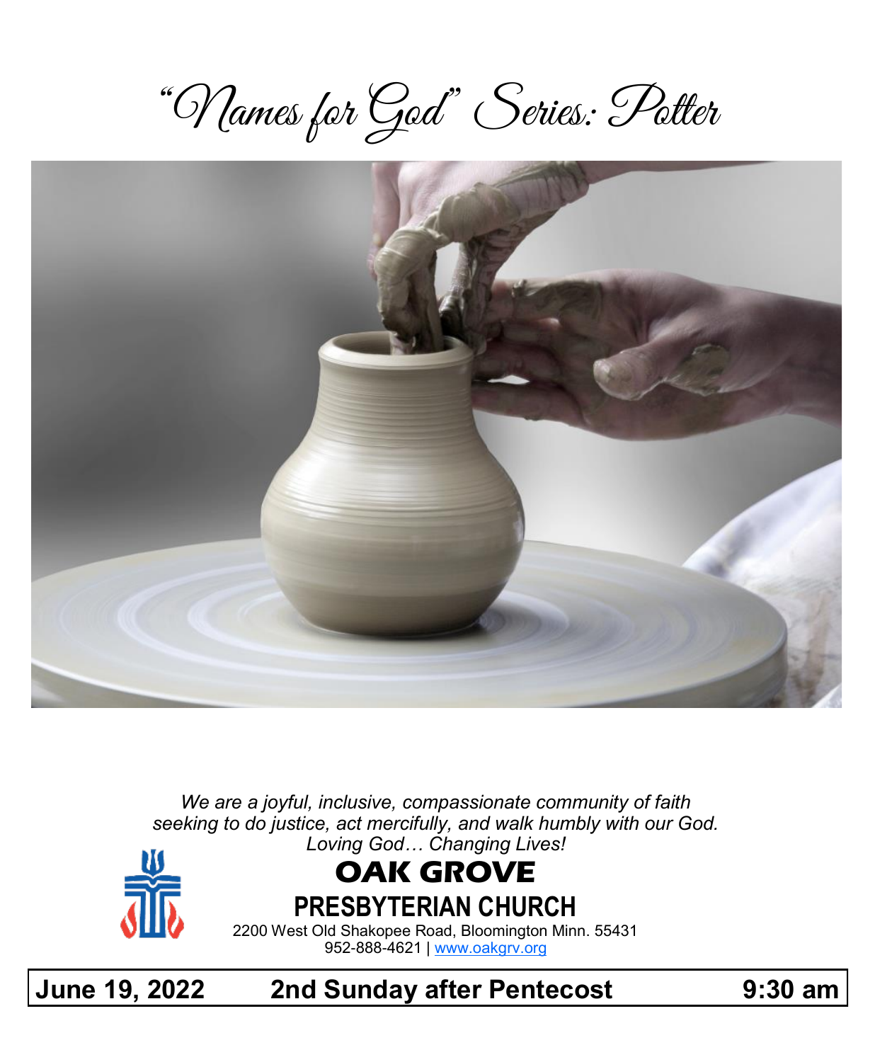# "Names for God" Series: Potter

*We are a joyful, inclusive, compassionate community of faith seeking to do justice, act mercifully, and walk humbly with our God.*
*Loving God… Changing Lives!*

## OAK GROVE
## PRESBYTERIAN CHURCH

2200 West Old Shakopee Road, Bloomington Minn. 55431
952-888-4621 | www.oakgrv.org

**June 19, 2022 — 2nd Sunday after Pentecost — 9:30 am**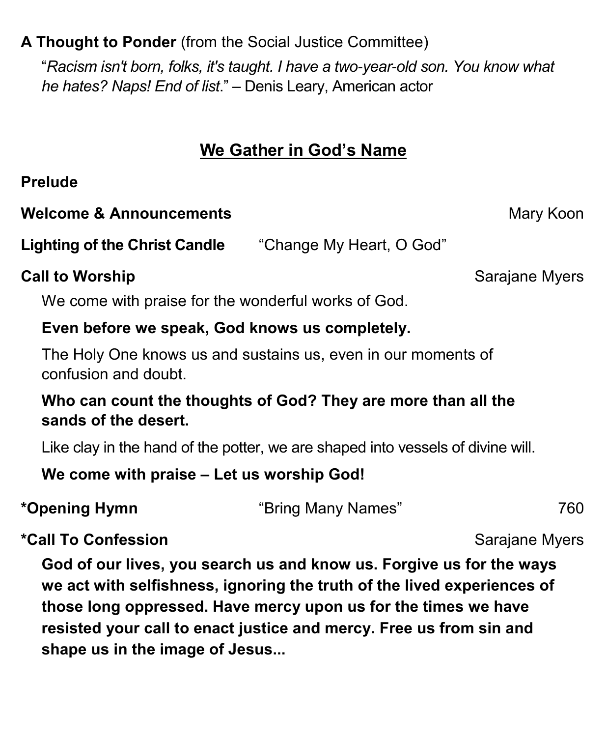**A Thought to Ponder** (from the Social Justice Committee)

"*Racism isn't born, folks, it's taught. I have a two-year-old son. You know what he hates? Naps! End of list*." – Denis Leary, American actor

## We Gather in God's Name

**Prelude**

**Welcome & Announcements** Mary Koon

**Lighting of the Christ Candle** "Change My Heart, O God"

**Call to Worship** Sarajane Myers

We come with praise for the wonderful works of God.

**Even before we speak, God knows us completely.**

The Holy One knows us and sustains us, even in our moments of confusion and doubt.

**Who can count the thoughts of God? They are more than all the sands of the desert.**

Like clay in the hand of the potter, we are shaped into vessels of divine will.

**We come with praise – Let us worship God!**

**\*Opening Hymn** "Bring Many Names" 760

**\*Call To Confession** Sarajane Myers

**God of our lives, you search us and know us. Forgive us for the ways we act with selfishness, ignoring the truth of the lived experiences of those long oppressed. Have mercy upon us for the times we have resisted your call to enact justice and mercy. Free us from sin and shape us in the image of Jesus...**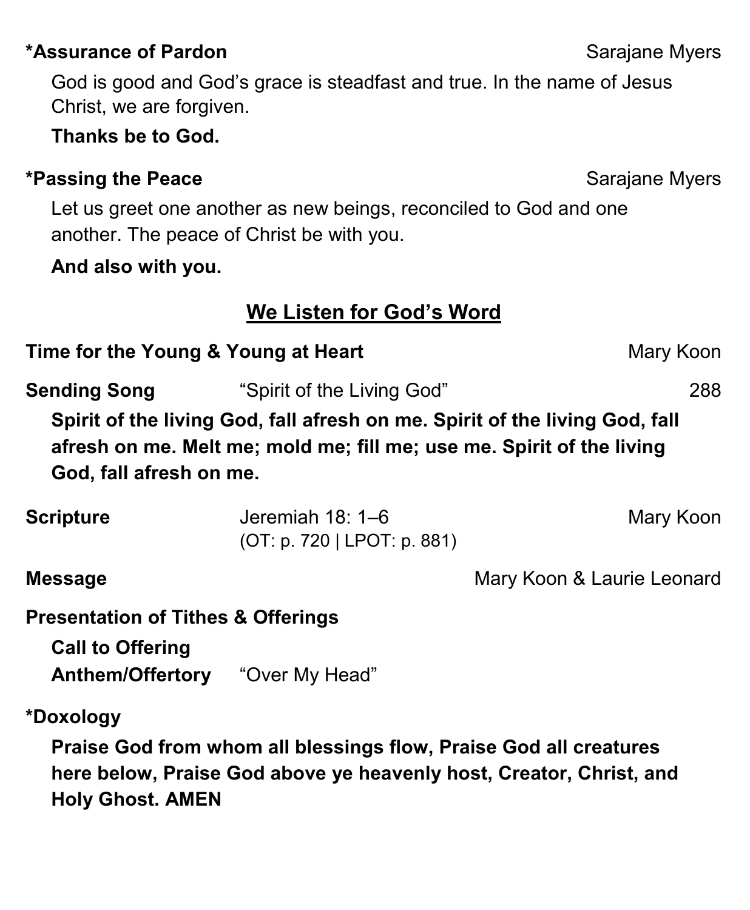**\*Assurance of Pardon** Sarajane Myers

God is good and God's grace is steadfast and true. In the name of Jesus Christ, we are forgiven.

**Thanks be to God.**

**\*Passing the Peace** Sarajane Myers

Let us greet one another as new beings, reconciled to God and one another. The peace of Christ be with you.

**And also with you.**

## We Listen for God's Word

**Time for the Young & Young at Heart** Mary Koon

**Sending Song** "Spirit of the Living God" 288

**Spirit of the living God, fall afresh on me. Spirit of the living God, fall afresh on me. Melt me; mold me; fill me; use me. Spirit of the living God, fall afresh on me.**

**Scripture** Jeremiah 18: 1–6 (OT: p. 720 | LPOT: p. 881) Mary Koon

**Message** Mary Koon & Laurie Leonard

**Presentation of Tithes & Offerings**

**Call to Offering**

**Anthem/Offertory** "Over My Head"

**\*Doxology**

**Praise God from whom all blessings flow, Praise God all creatures here below, Praise God above ye heavenly host, Creator, Christ, and Holy Ghost. AMEN**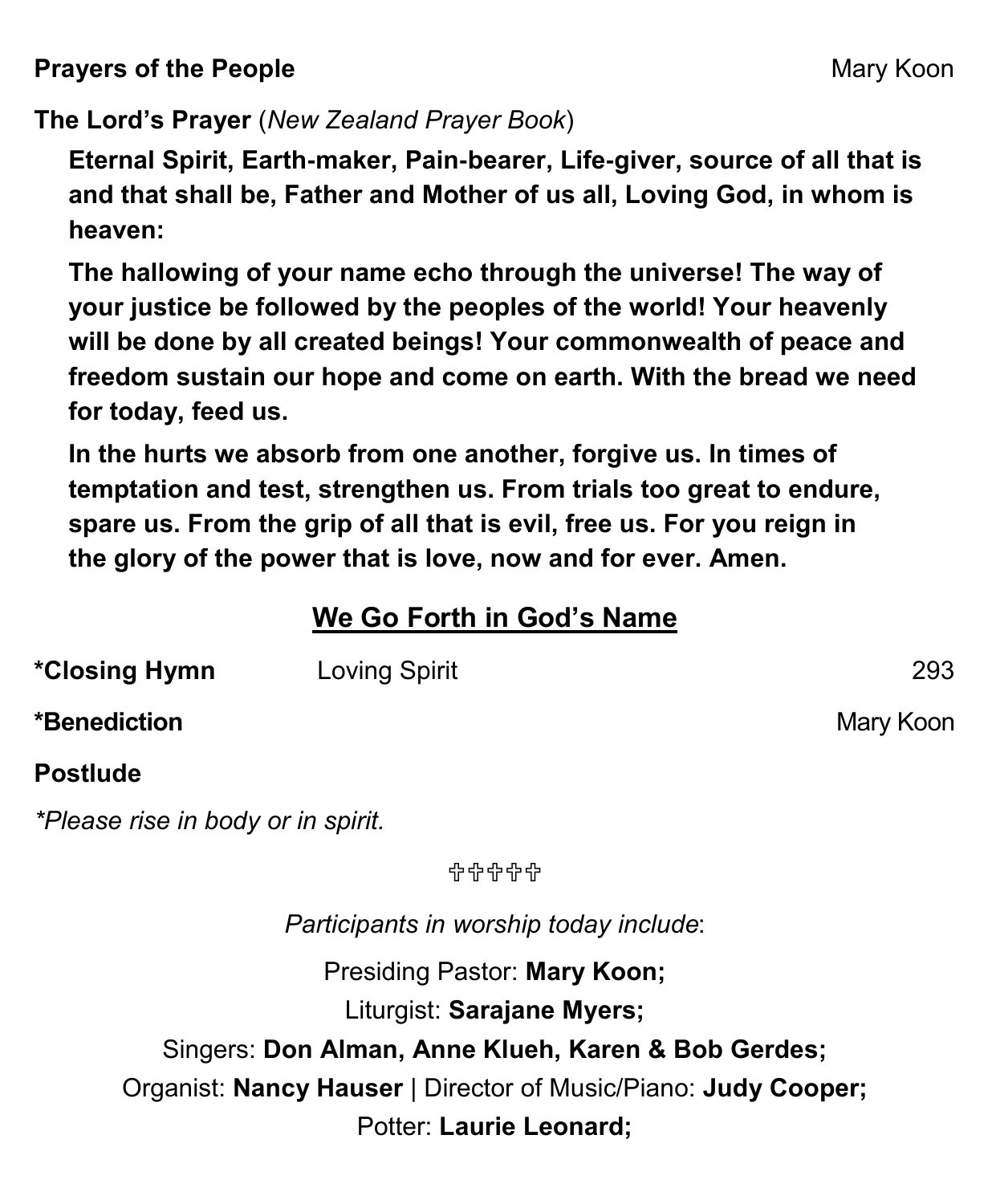**Prayers of the People** Mary Koon

**The Lord's Prayer** (*New Zealand Prayer Book*)

**Eternal Spirit, Earth-maker, Pain-bearer, Life-giver, source of all that is and that shall be, Father and Mother of us all, Loving God, in whom is heaven:**

**The hallowing of your name echo through the universe! The way of your justice be followed by the peoples of the world! Your heavenly will be done by all created beings! Your commonwealth of peace and freedom sustain our hope and come on earth. With the bread we need for today, feed us.**

**In the hurts we absorb from one another, forgive us. In times of temptation and test, strengthen us. From trials too great to endure, spare us. From the grip of all that is evil, free us. For you reign in the glory of the power that is love, now and for ever. Amen.**

## We Go Forth in God's Name

**\*Closing Hymn** Loving Spirit 293

**\*Benediction** Mary Koon

**Postlude**

*\*Please rise in body or in spirit.*

✞✞✞✞✞

*Participants in worship today include*:

Presiding Pastor: **Mary Koon;**

Liturgist: **Sarajane Myers;**

Singers: **Don Alman, Anne Klueh, Karen & Bob Gerdes;**

Organist: **Nancy Hauser** | Director of Music/Piano: **Judy Cooper;**

Potter: **Laurie Leonard;**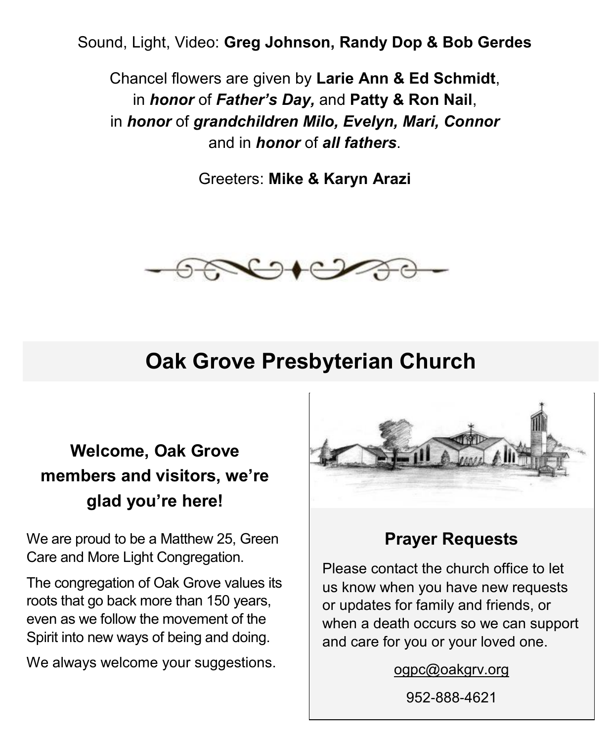Sound, Light, Video: **Greg Johnson, Randy Dop & Bob Gerdes**

Chancel flowers are given by **Larie Ann & Ed Schmidt**, in ***honor*** of ***Father's Day,*** and **Patty & Ron Nail**, in ***honor*** of ***grandchildren Milo, Evelyn, Mari, Connor*** and in ***honor*** of ***all fathers***.

Greeters: **Mike & Karyn Arazi**

# Oak Grove Presbyterian Church

## Welcome, Oak Grove members and visitors, we're glad you're here!

We are proud to be a Matthew 25, Green Care and More Light Congregation.

The congregation of Oak Grove values its roots that go back more than 150 years, even as we follow the movement of the Spirit into new ways of being and doing.

We always welcome your suggestions.

## Prayer Requests

Please contact the church office to let us know when you have new requests or updates for family and friends, or when a death occurs so we can support and care for you or your loved one.

ogpc@oakgrv.org

952-888-4621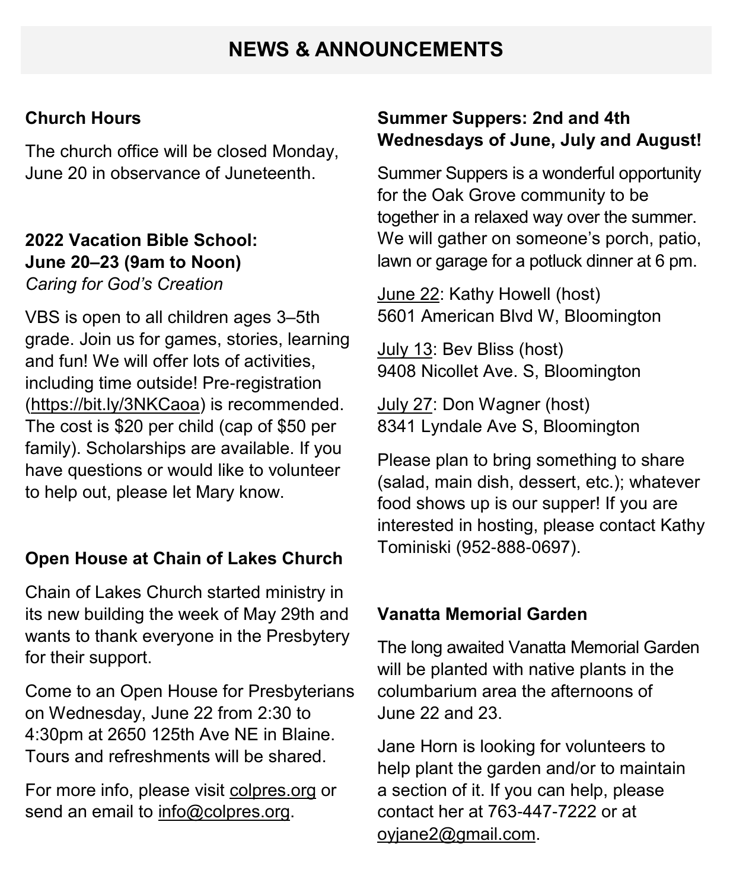# NEWS & ANNOUNCEMENTS

### Church Hours

The church office will be closed Monday, June 20 in observance of Juneteenth.

### 2022 Vacation Bible School: June 20–23 (9am to Noon)

*Caring for God's Creation*

VBS is open to all children ages 3–5th grade. Join us for games, stories, learning and fun! We will offer lots of activities, including time outside! Pre-registration (https://bit.ly/3NKCaoa) is recommended. The cost is $20 per child (cap of $50 per family). Scholarships are available. If you have questions or would like to volunteer to help out, please let Mary know.

### Open House at Chain of Lakes Church

Chain of Lakes Church started ministry in its new building the week of May 29th and wants to thank everyone in the Presbytery for their support.

Come to an Open House for Presbyterians on Wednesday, June 22 from 2:30 to 4:30pm at 2650 125th Ave NE in Blaine. Tours and refreshments will be shared.

For more info, please visit colpres.org or send an email to info@colpres.org.

### Summer Suppers: 2nd and 4th Wednesdays of June, July and August!

Summer Suppers is a wonderful opportunity for the Oak Grove community to be together in a relaxed way over the summer. We will gather on someone's porch, patio, lawn or garage for a potluck dinner at 6 pm.

June 22: Kathy Howell (host)
5601 American Blvd W, Bloomington

July 13: Bev Bliss (host)
9408 Nicollet Ave. S, Bloomington

July 27: Don Wagner (host)
8341 Lyndale Ave S, Bloomington

Please plan to bring something to share (salad, main dish, dessert, etc.); whatever food shows up is our supper! If you are interested in hosting, please contact Kathy Tominiski (952-888-0697).

### Vanatta Memorial Garden

The long awaited Vanatta Memorial Garden will be planted with native plants in the columbarium area the afternoons of June 22 and 23.

Jane Horn is looking for volunteers to help plant the garden and/or to maintain a section of it. If you can help, please contact her at 763-447-7222 or at oyjane2@gmail.com.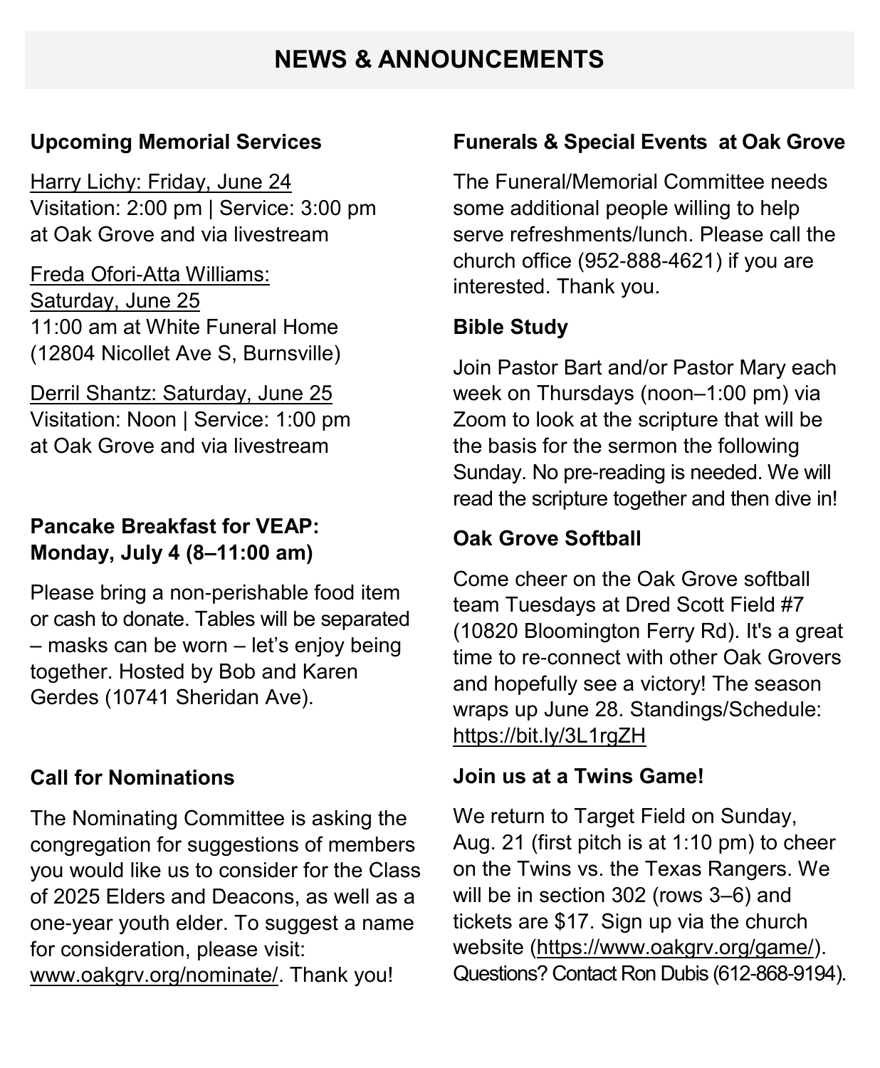# NEWS & ANNOUNCEMENTS

### Upcoming Memorial Services

Harry Lichy: Friday, June 24
Visitation: 2:00 pm | Service: 3:00 pm
at Oak Grove and via livestream

Freda Ofori-Atta Williams:
Saturday, June 25
11:00 am at White Funeral Home
(12804 Nicollet Ave S, Burnsville)

Derril Shantz: Saturday, June 25
Visitation: Noon | Service: 1:00 pm
at Oak Grove and via livestream

### Pancake Breakfast for VEAP: Monday, July 4 (8–11:00 am)

Please bring a non-perishable food item or cash to donate. Tables will be separated – masks can be worn – let's enjoy being together. Hosted by Bob and Karen Gerdes (10741 Sheridan Ave).

### Call for Nominations

The Nominating Committee is asking the congregation for suggestions of members you would like us to consider for the Class of 2025 Elders and Deacons, as well as a one-year youth elder. To suggest a name for consideration, please visit: www.oakgrv.org/nominate/. Thank you!

### Funerals & Special Events at Oak Grove

The Funeral/Memorial Committee needs some additional people willing to help serve refreshments/lunch. Please call the church office (952-888-4621) if you are interested. Thank you.

### Bible Study

Join Pastor Bart and/or Pastor Mary each week on Thursdays (noon–1:00 pm) via Zoom to look at the scripture that will be the basis for the sermon the following Sunday. No pre-reading is needed. We will read the scripture together and then dive in!

### Oak Grove Softball

Come cheer on the Oak Grove softball team Tuesdays at Dred Scott Field #7 (10820 Bloomington Ferry Rd). It's a great time to re-connect with other Oak Grovers and hopefully see a victory! The season wraps up June 28. Standings/Schedule: https://bit.ly/3L1rgZH

### Join us at a Twins Game!

We return to Target Field on Sunday, Aug. 21 (first pitch is at 1:10 pm) to cheer on the Twins vs. the Texas Rangers. We will be in section 302 (rows 3–6) and tickets are $17. Sign up via the church website (https://www.oakgrv.org/game/). Questions? Contact Ron Dubis (612-868-9194).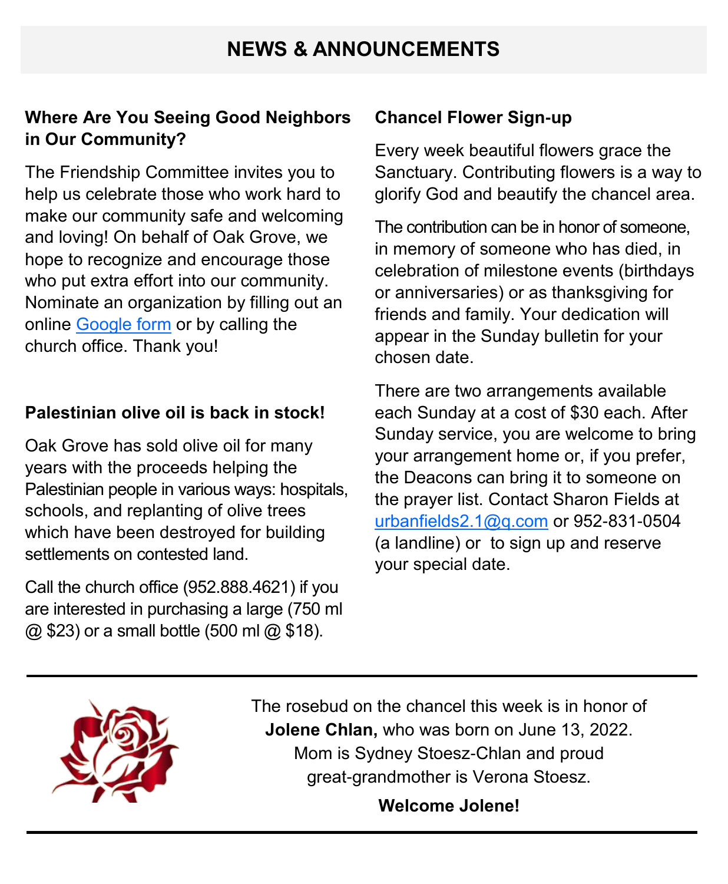# NEWS & ANNOUNCEMENTS

### Where Are You Seeing Good Neighbors in Our Community?

The Friendship Committee invites you to help us celebrate those who work hard to make our community safe and welcoming and loving! On behalf of Oak Grove, we hope to recognize and encourage those who put extra effort into our community. Nominate an organization by filling out an online Google form or by calling the church office. Thank you!

### Palestinian olive oil is back in stock!

Oak Grove has sold olive oil for many years with the proceeds helping the Palestinian people in various ways: hospitals, schools, and replanting of olive trees which have been destroyed for building settlements on contested land.

Call the church office (952.888.4621) if you are interested in purchasing a large (750 ml @ $23) or a small bottle (500 ml @ $18).

### Chancel Flower Sign-up

Every week beautiful flowers grace the Sanctuary. Contributing flowers is a way to glorify God and beautify the chancel area.

The contribution can be in honor of someone, in memory of someone who has died, in celebration of milestone events (birthdays or anniversaries) or as thanksgiving for friends and family. Your dedication will appear in the Sunday bulletin for your chosen date.

There are two arrangements available each Sunday at a cost of $30 each. After Sunday service, you are welcome to bring your arrangement home or, if you prefer, the Deacons can bring it to someone on the prayer list. Contact Sharon Fields at urbanfields2.1@q.com or 952-831-0504 (a landline) or to sign up and reserve your special date.

---

The rosebud on the chancel this week is in honor of **Jolene Chlan,** who was born on June 13, 2022. Mom is Sydney Stoesz-Chlan and proud great-grandmother is Verona Stoesz.

**Welcome Jolene!**

---